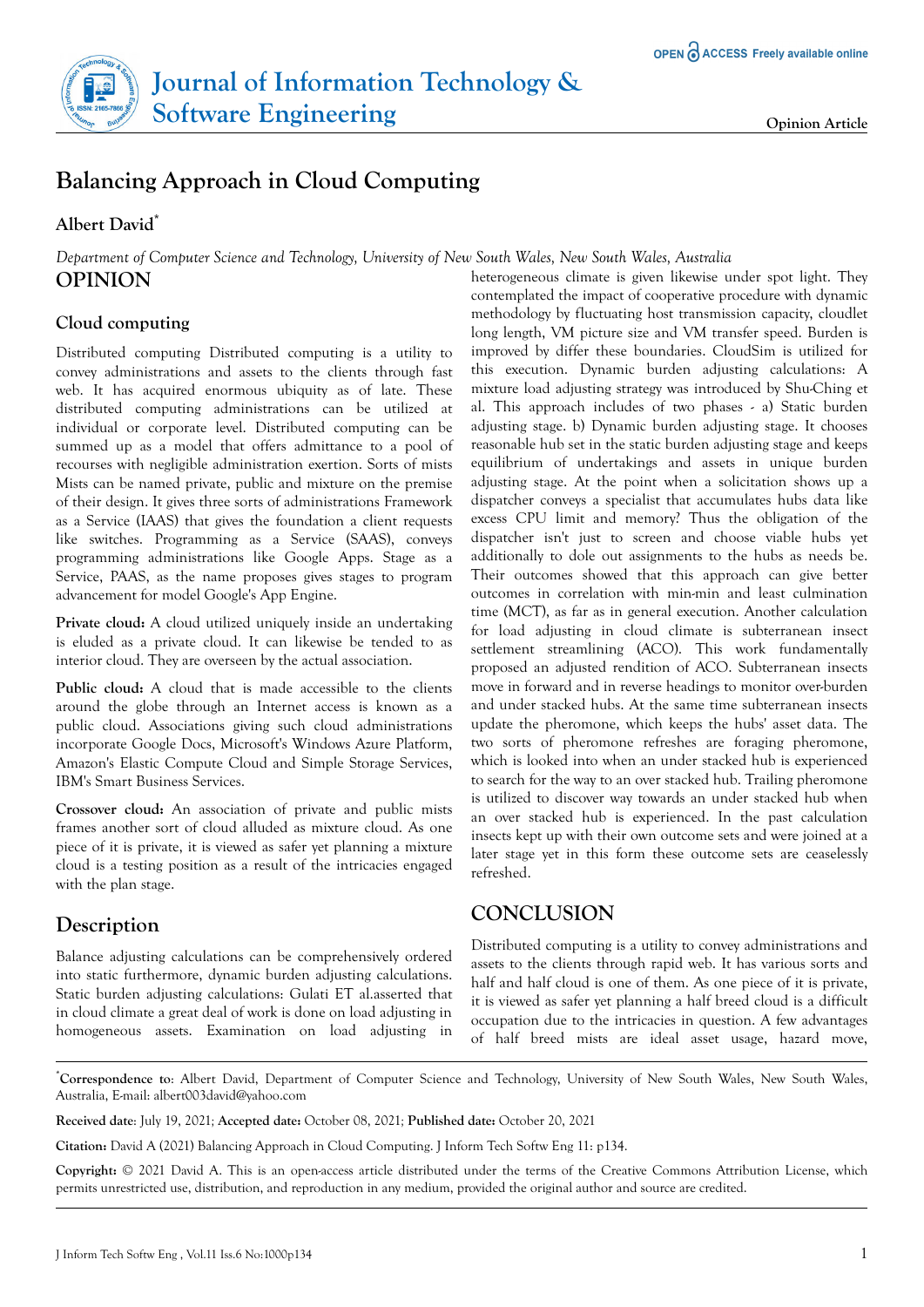# Balancing Approach in Cloud Computing

**Albert David***

*Department of Computer Science and Technology, University of New South Wales, New South Wales, Australia*

## OPINION

### Cloud computing

Distributed computing Distributed computing is a utility to convey administrations and assets to the clients through fast web. It has acquired enormous ubiquity as of late. These distributed computing administrations can be utilized at individual or corporate level. Distributed computing can be summed up as a model that offers admittance to a pool of recourses with negligible administration exertion. Sorts of mists Mists can be named private, public and mixture on the premise of their design. It gives three sorts of administrations Framework as a Service (IAAS) that gives the foundation a client requests like switches. Programming as a Service (SAAS), conveys programming administrations like Google Apps. Stage as a Service, PAAS, as the name proposes gives stages to program advancement for model Google's App Engine.

**Private cloud:** A cloud utilized uniquely inside an undertaking is eluded as a private cloud. It can likewise be tended to as interior cloud. They are overseen by the actual association.

**Public cloud:** A cloud that is made accessible to the clients around the globe through an Internet access is known as a public cloud. Associations giving such cloud administrations incorporate Google Docs, Microsoft's Windows Azure Platform, Amazon's Elastic Compute Cloud and Simple Storage Services, IBM's Smart Business Services.

**Crossover cloud:** An association of private and public mists frames another sort of cloud alluded as mixture cloud. As one piece of it is private, it is viewed as safer yet planning a mixture cloud is a testing position as a result of the intricacies engaged with the plan stage.

## Description

Balance adjusting calculations can be comprehensively ordered into static furthermore, dynamic burden adjusting calculations. Static burden adjusting calculations: Gulati ET al.asserted that in cloud climate a great deal of work is done on load adjusting in homogeneous assets. Examination on load adjusting in heterogeneous climate is given likewise under spot light. They contemplated the impact of cooperative procedure with dynamic methodology by fluctuating host transmission capacity, cloudlet long length, VM picture size and VM transfer speed. Burden is improved by differ these boundaries. CloudSim is utilized for this execution. Dynamic burden adjusting calculations: A mixture load adjusting strategy was introduced by Shu-Ching et al. This approach includes of two phases - a) Static burden adjusting stage. b) Dynamic burden adjusting stage. It chooses reasonable hub set in the static burden adjusting stage and keeps equilibrium of undertakings and assets in unique burden adjusting stage. At the point when a solicitation shows up a dispatcher conveys a specialist that accumulates hubs data like excess CPU limit and memory? Thus the obligation of the dispatcher isn't just to screen and choose viable hubs yet additionally to dole out assignments to the hubs as needs be. Their outcomes showed that this approach can give better outcomes in correlation with min-min and least culmination time (MCT), as far as in general execution. Another calculation for load adjusting in cloud climate is subterranean insect settlement streamlining (ACO). This work fundamentally proposed an adjusted rendition of ACO. Subterranean insects move in forward and in reverse headings to monitor over-burden and under stacked hubs. At the same time subterranean insects update the pheromone, which keeps the hubs' asset data. The two sorts of pheromone refreshes are foraging pheromone, which is looked into when an under stacked hub is experienced to search for the way to an over stacked hub. Trailing pheromone is utilized to discover way towards an under stacked hub when an over stacked hub is experienced. In the past calculation insects kept up with their own outcome sets and were joined at a later stage yet in this form these outcome sets are ceaselessly refreshed.

## CONCLUSION

Distributed computing is a utility to convey administrations and assets to the clients through rapid web. It has various sorts and half and half cloud is one of them. As one piece of it is private, it is viewed as safer yet planning a half breed cloud is a difficult occupation due to the intricacies in question. A few advantages of half breed mists are ideal asset usage, hazard move,

---

*Correspondence to: Albert David, Department of Computer Science and Technology, University of New South Wales, New South Wales, Australia, E-mail: albert003david@yahoo.com

**Received date**: July 19, 2021; **Accepted date:** October 08, 2021; **Published date:** October 20, 2021

**Citation:** David A (2021) Balancing Approach in Cloud Computing. J Inform Tech Softw Eng 11: p134.

**Copyright:** © 2021 David A. This is an open-access article distributed under the terms of the Creative Commons Attribution License, which permits unrestricted use, distribution, and reproduction in any medium, provided the original author and source are credited.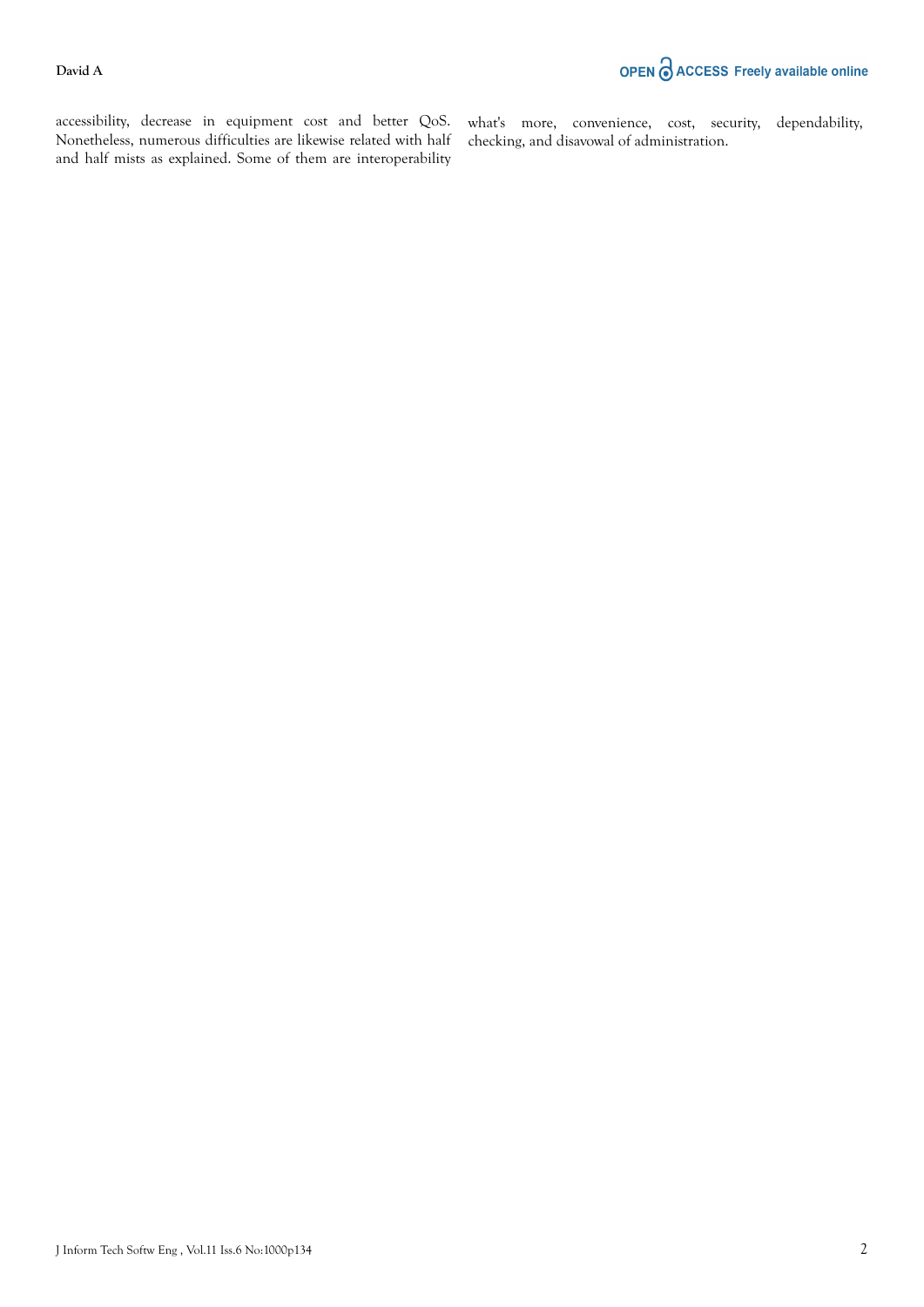accessibility, decrease in equipment cost and better QoS. Nonetheless, numerous difficulties are likewise related with half and half mists as explained. Some of them are interoperability what's more, convenience, cost, security, dependability, checking, and disavowal of administration.